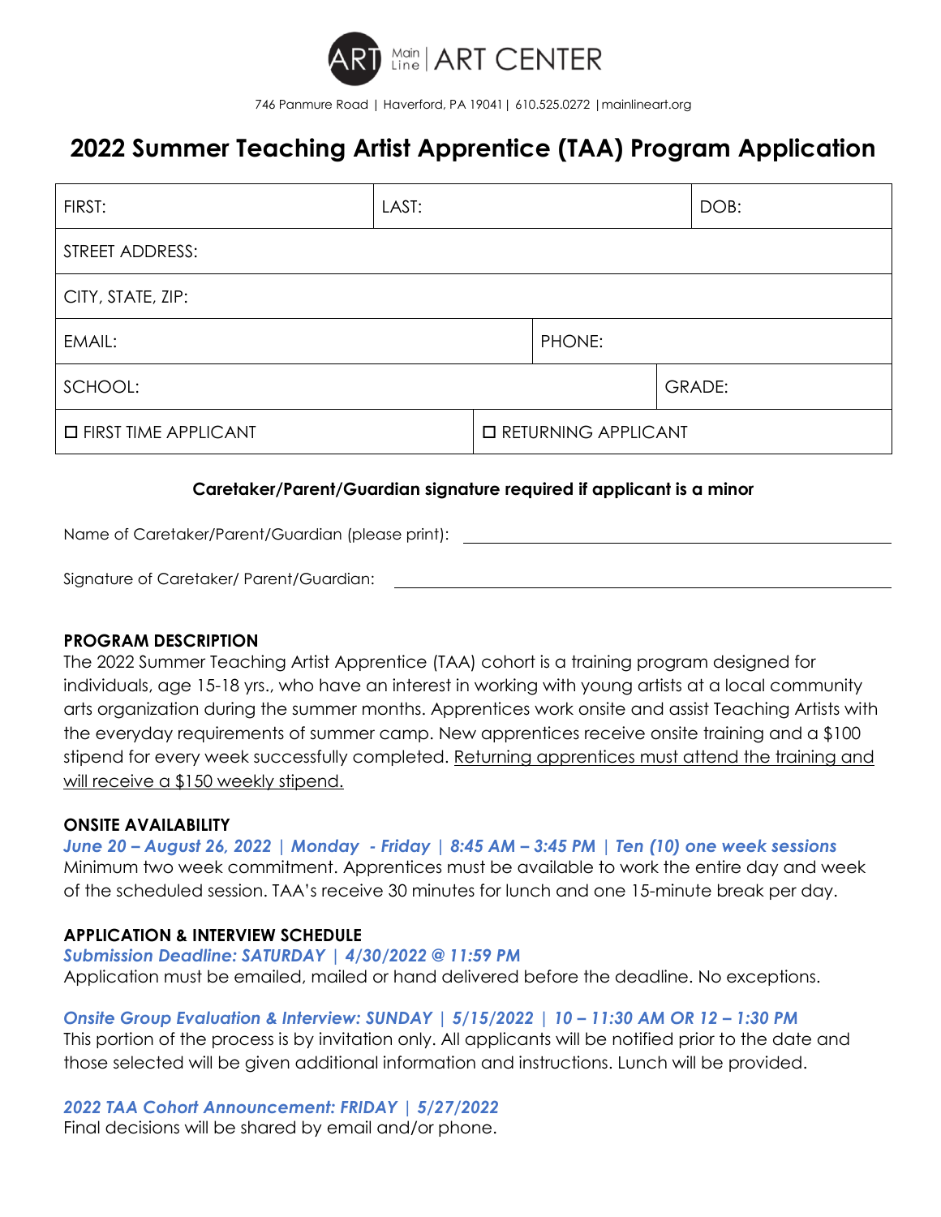Main Line | ART CENTER

746 Panmure Road | Haverford, PA 19041 | 610.525.0272 | mainlineart.org

# 2022 Summer Teaching Artist Apprentice (TAA) Program Application

| FIRST: | LAST: | DOB: |
|---|---|---|
| STREET ADDRESS: | | |
| CITY, STATE, ZIP: | | |
| EMAIL: | PHONE: | |
| SCHOOL: | GRADE: | |
| ☐ FIRST TIME APPLICANT | ☐ RETURNING APPLICANT | |

**Caretaker/Parent/Guardian signature required if applicant is a minor**

Name of Caretaker/Parent/Guardian (please print): ______________________________

Signature of Caretaker/ Parent/Guardian: ______________________________

**PROGRAM DESCRIPTION**

The 2022 Summer Teaching Artist Apprentice (TAA) cohort is a training program designed for individuals, age 15-18 yrs., who have an interest in working with young artists at a local community arts organization during the summer months. Apprentices work onsite and assist Teaching Artists with the everyday requirements of summer camp. New apprentices receive onsite training and a $100 stipend for every week successfully completed. Returning apprentices must attend the training and will receive a $150 weekly stipend.

**ONSITE AVAILABILITY**

***June 20 – August 26, 2022 | Monday - Friday | 8:45 AM – 3:45 PM | Ten (10) one week sessions***

Minimum two week commitment. Apprentices must be available to work the entire day and week of the scheduled session. TAA's receive 30 minutes for lunch and one 15-minute break per day.

**APPLICATION & INTERVIEW SCHEDULE**

***Submission Deadline: SATURDAY | 4/30/2022 @ 11:59 PM***

Application must be emailed, mailed or hand delivered before the deadline. No exceptions.

***Onsite Group Evaluation & Interview: SUNDAY | 5/15/2022 | 10 – 11:30 AM OR 12 – 1:30 PM***

This portion of the process is by invitation only. All applicants will be notified prior to the date and those selected will be given additional information and instructions. Lunch will be provided.

***2022 TAA Cohort Announcement: FRIDAY | 5/27/2022***

Final decisions will be shared by email and/or phone.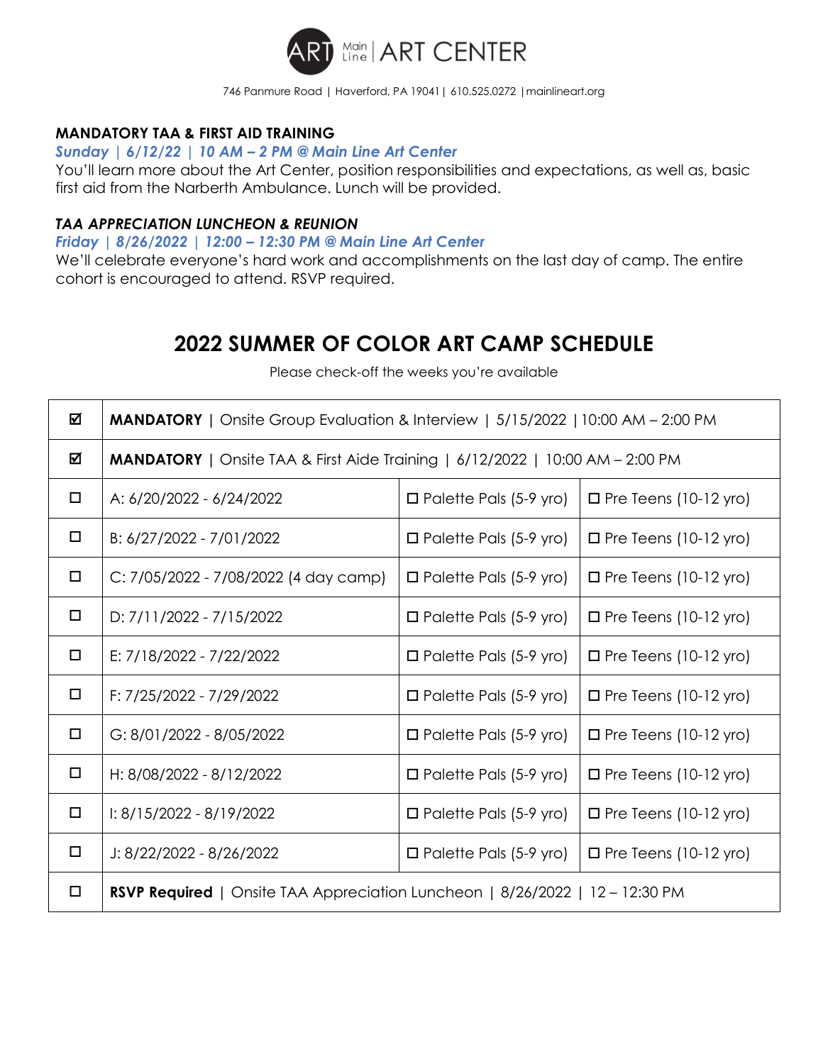# Main Line ART CENTER

746 Panmure Road | Haverford, PA 19041 | 610.525.0272 | mainlineart.org

**MANDATORY TAA & FIRST AID TRAINING**

***Sunday | 6/12/22 | 10 AM – 2 PM @ Main Line Art Center***

You'll learn more about the Art Center, position responsibilities and expectations, as well as, basic first aid from the Narberth Ambulance. Lunch will be provided.

***TAA APPRECIATION LUNCHEON & REUNION***

***Friday | 8/26/2022 | 12:00 – 12:30 PM @ Main Line Art Center***

We'll celebrate everyone's hard work and accomplishments on the last day of camp. The entire cohort is encouraged to attend. RSVP required.

## 2022 SUMMER OF COLOR ART CAMP SCHEDULE

Please check-off the weeks you're available

| | | | |
|---|---|---|---|
| ☑ | **MANDATORY** \| Onsite Group Evaluation & Interview \| 5/15/2022 \| 10:00 AM – 2:00 PM | | |
| ☑ | **MANDATORY** \| Onsite TAA & First Aide Training \| 6/12/2022 \| 10:00 AM – 2:00 PM | | |
| ☐ | A: 6/20/2022 - 6/24/2022 | ☐ Palette Pals (5-9 yro) | ☐ Pre Teens (10-12 yro) |
| ☐ | B: 6/27/2022 - 7/01/2022 | ☐ Palette Pals (5-9 yro) | ☐ Pre Teens (10-12 yro) |
| ☐ | C: 7/05/2022 - 7/08/2022 (4 day camp) | ☐ Palette Pals (5-9 yro) | ☐ Pre Teens (10-12 yro) |
| ☐ | D: 7/11/2022 - 7/15/2022 | ☐ Palette Pals (5-9 yro) | ☐ Pre Teens (10-12 yro) |
| ☐ | E: 7/18/2022 - 7/22/2022 | ☐ Palette Pals (5-9 yro) | ☐ Pre Teens (10-12 yro) |
| ☐ | F: 7/25/2022 - 7/29/2022 | ☐ Palette Pals (5-9 yro) | ☐ Pre Teens (10-12 yro) |
| ☐ | G: 8/01/2022 - 8/05/2022 | ☐ Palette Pals (5-9 yro) | ☐ Pre Teens (10-12 yro) |
| ☐ | H: 8/08/2022 - 8/12/2022 | ☐ Palette Pals (5-9 yro) | ☐ Pre Teens (10-12 yro) |
| ☐ | I: 8/15/2022 - 8/19/2022 | ☐ Palette Pals (5-9 yro) | ☐ Pre Teens (10-12 yro) |
| ☐ | J: 8/22/2022 - 8/26/2022 | ☐ Palette Pals (5-9 yro) | ☐ Pre Teens (10-12 yro) |
| ☐ | **RSVP Required** \| Onsite TAA Appreciation Luncheon \| 8/26/2022 \| 12 – 12:30 PM | | |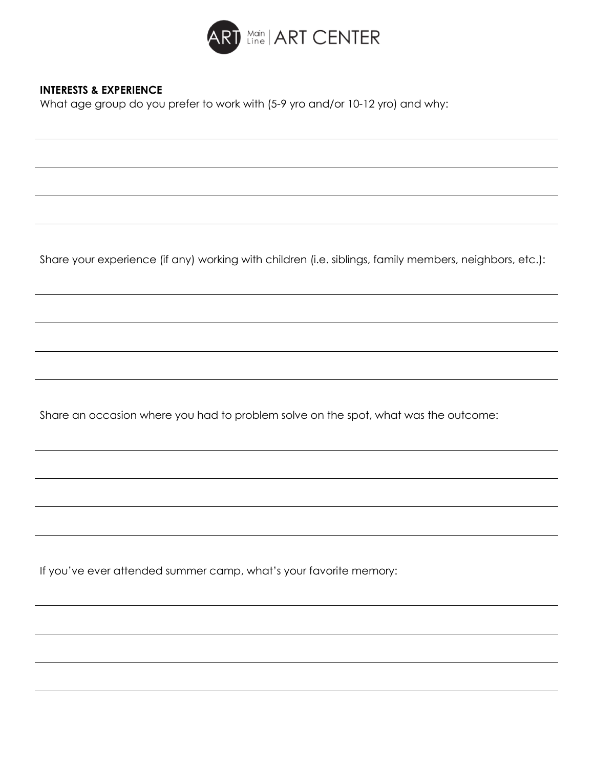## INTERESTS & EXPERIENCE

What age group do you prefer to work with (5-9 yro and/or 10-12 yro) and why:

Share your experience (if any) working with children (i.e. siblings, family members, neighbors, etc.):

Share an occasion where you had to problem solve on the spot, what was the outcome:

If you've ever attended summer camp, what's your favorite memory: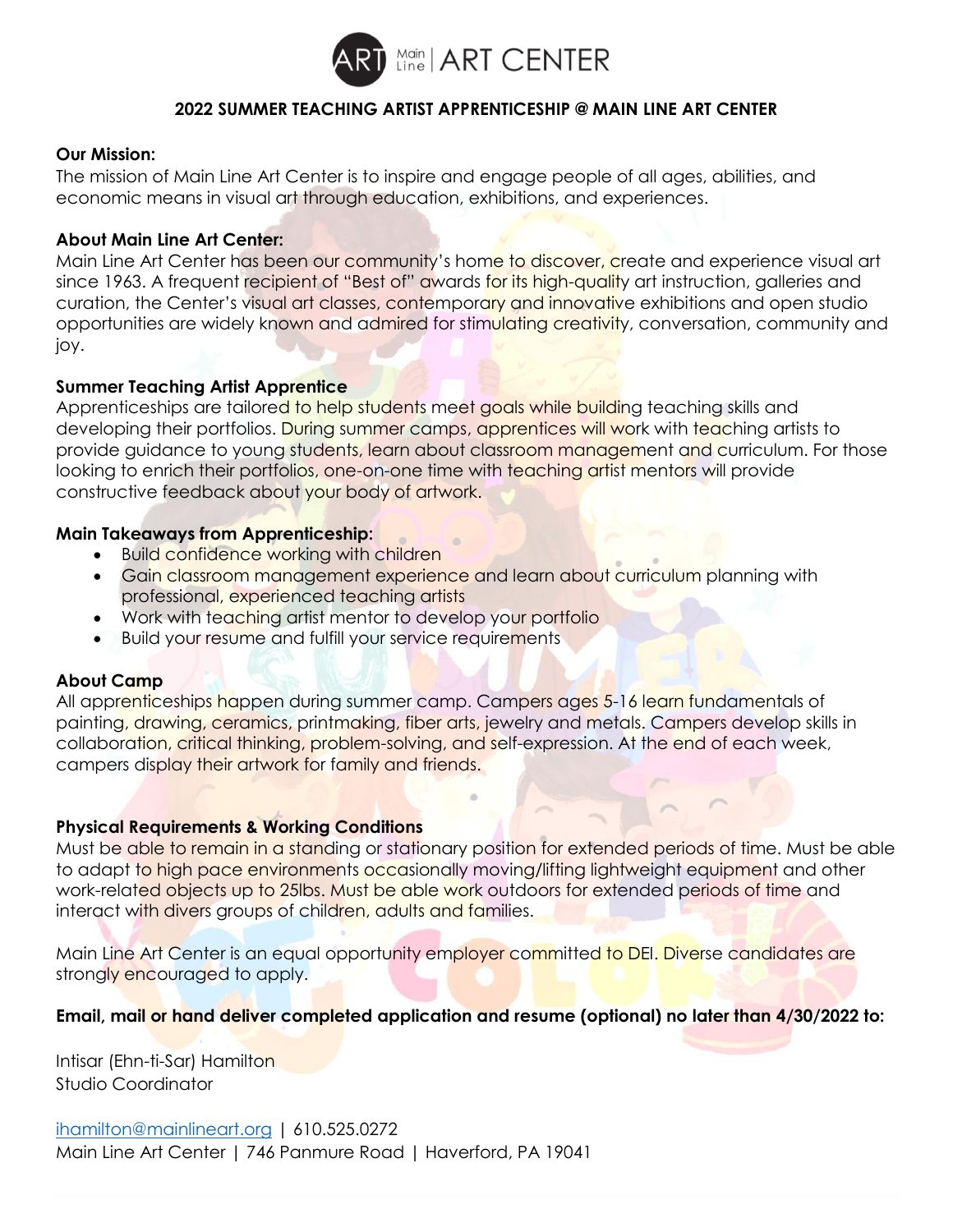ART Main Line | ART CENTER

**2022 SUMMER TEACHING ARTIST APPRENTICESHIP @ MAIN LINE ART CENTER**

**Our Mission:**
The mission of Main Line Art Center is to inspire and engage people of all ages, abilities, and economic means in visual art through education, exhibitions, and experiences.

**About Main Line Art Center:**
Main Line Art Center has been our community's home to discover, create and experience visual art since 1963. A frequent recipient of "Best of" awards for its high-quality art instruction, galleries and curation, the Center's visual art classes, contemporary and innovative exhibitions and open studio opportunities are widely known and admired for stimulating creativity, conversation, community and joy.

**Summer Teaching Artist Apprentice**
Apprenticeships are tailored to help students meet goals while building teaching skills and developing their portfolios. During summer camps, apprentices will work with teaching artists to provide guidance to young students, learn about classroom management and curriculum. For those looking to enrich their portfolios, one-on-one time with teaching artist mentors will provide constructive feedback about your body of artwork.

**Main Takeaways from Apprenticeship:**

- Build confidence working with children
- Gain classroom management experience and learn about curriculum planning with professional, experienced teaching artists
- Work with teaching artist mentor to develop your portfolio
- Build your resume and fulfill your service requirements

**About Camp**
All apprenticeships happen during summer camp. Campers ages 5-16 learn fundamentals of painting, drawing, ceramics, printmaking, fiber arts, jewelry and metals. Campers develop skills in collaboration, critical thinking, problem-solving, and self-expression. At the end of each week, campers display their artwork for family and friends.

**Physical Requirements & Working Conditions**
Must be able to remain in a standing or stationary position for extended periods of time. Must be able to adapt to high pace environments occasionally moving/lifting lightweight equipment and other work-related objects up to 25lbs. Must be able work outdoors for extended periods of time and interact with divers groups of children, adults and families.

Main Line Art Center is an equal opportunity employer committed to DEI. Diverse candidates are strongly encouraged to apply.

**Email, mail or hand deliver completed application and resume (optional) no later than 4/30/2022 to:**

Intisar (Ehn-ti-Sar) Hamilton
Studio Coordinator

ihamilton@mainlineart.org | 610.525.0272
Main Line Art Center | 746 Panmure Road | Haverford, PA 19041